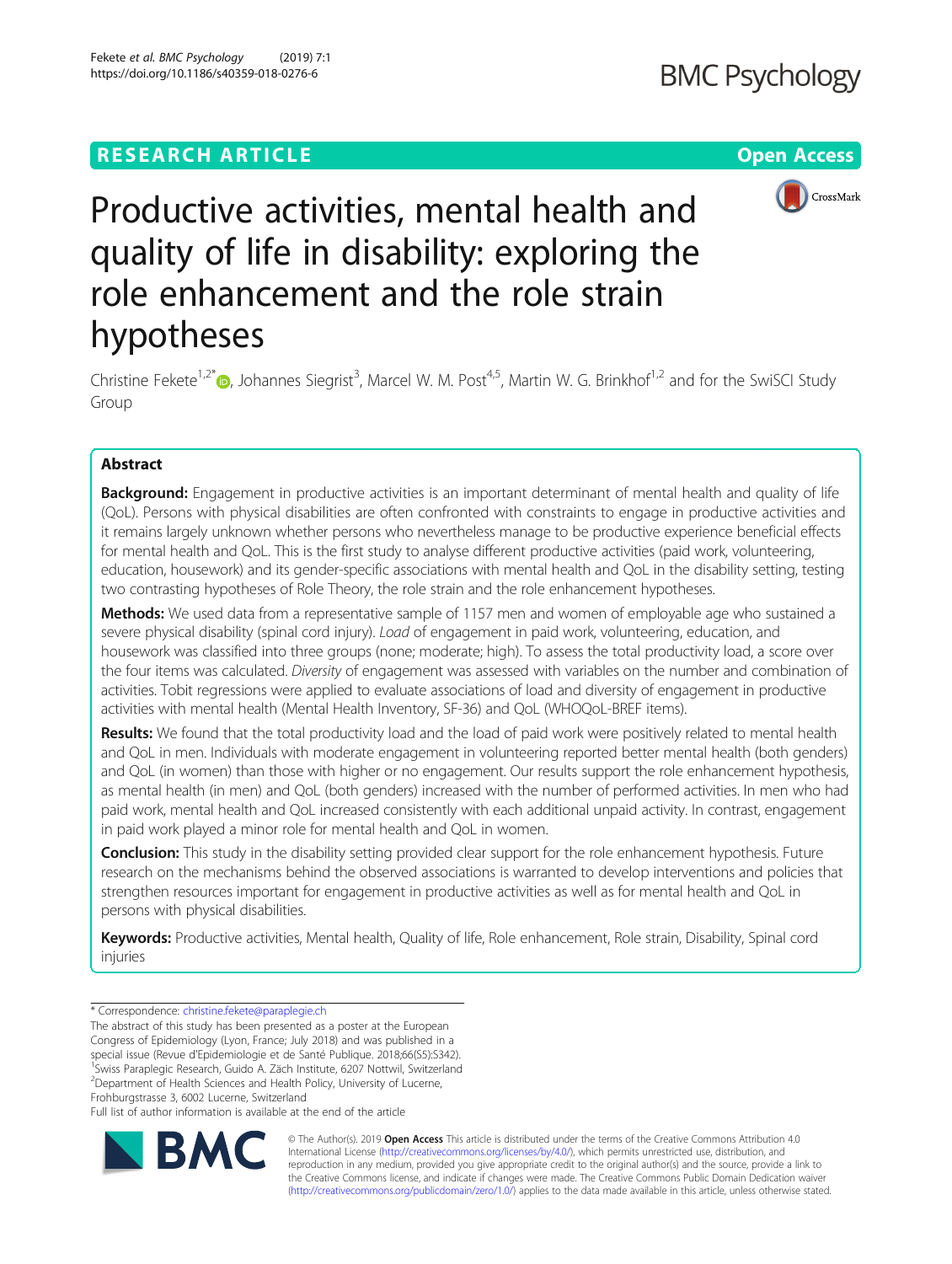RESEARCH ARTICLE

Open Access

# Productive activities, mental health and quality of life in disability: exploring the role enhancement and the role strain hypotheses

Christine Fekete[1,2*], Johannes Siegrist[3], Marcel W. M. Post[4,5], Martin W. G. Brinkhof[1,2] and for the SwiSCI Study Group

## Abstract

**Background:** Engagement in productive activities is an important determinant of mental health and quality of life (QoL). Persons with physical disabilities are often confronted with constraints to engage in productive activities and it remains largely unknown whether persons who nevertheless manage to be productive experience beneficial effects for mental health and QoL. This is the first study to analyse different productive activities (paid work, volunteering, education, housework) and its gender-specific associations with mental health and QoL in the disability setting, testing two contrasting hypotheses of Role Theory, the role strain and the role enhancement hypotheses.

**Methods:** We used data from a representative sample of 1157 men and women of employable age who sustained a severe physical disability (spinal cord injury). *Load* of engagement in paid work, volunteering, education, and housework was classified into three groups (none; moderate; high). To assess the total productivity load, a score over the four items was calculated. *Diversity* of engagement was assessed with variables on the number and combination of activities. Tobit regressions were applied to evaluate associations of load and diversity of engagement in productive activities with mental health (Mental Health Inventory, SF-36) and QoL (WHOQoL-BREF items).

**Results:** We found that the total productivity load and the load of paid work were positively related to mental health and QoL in men. Individuals with moderate engagement in volunteering reported better mental health (both genders) and QoL (in women) than those with higher or no engagement. Our results support the role enhancement hypothesis, as mental health (in men) and QoL (both genders) increased with the number of performed activities. In men who had paid work, mental health and QoL increased consistently with each additional unpaid activity. In contrast, engagement in paid work played a minor role for mental health and QoL in women.

**Conclusion:** This study in the disability setting provided clear support for the role enhancement hypothesis. Future research on the mechanisms behind the observed associations is warranted to develop interventions and policies that strengthen resources important for engagement in productive activities as well as for mental health and QoL in persons with physical disabilities.

**Keywords:** Productive activities, Mental health, Quality of life, Role enhancement, Role strain, Disability, Spinal cord injuries

---

\* Correspondence: christine.fekete@paraplegie.ch

The abstract of this study has been presented as a poster at the European Congress of Epidemiology (Lyon, France; July 2018) and was published in a special issue (Revue d'Epidemiologie et de Santé Publique. 2018;66(S5):S342).

[1]Swiss Paraplegic Research, Guido A. Zäch Institute, 6207 Nottwil, Switzerland

[2]Department of Health Sciences and Health Policy, University of Lucerne, Frohburgstrasse 3, 6002 Lucerne, Switzerland

Full list of author information is available at the end of the article

© The Author(s). 2019 **Open Access** This article is distributed under the terms of the Creative Commons Attribution 4.0 International License (http://creativecommons.org/licenses/by/4.0/), which permits unrestricted use, distribution, and reproduction in any medium, provided you give appropriate credit to the original author(s) and the source, provide a link to the Creative Commons license, and indicate if changes were made. The Creative Commons Public Domain Dedication waiver (http://creativecommons.org/publicdomain/zero/1.0/) applies to the data made available in this article, unless otherwise stated.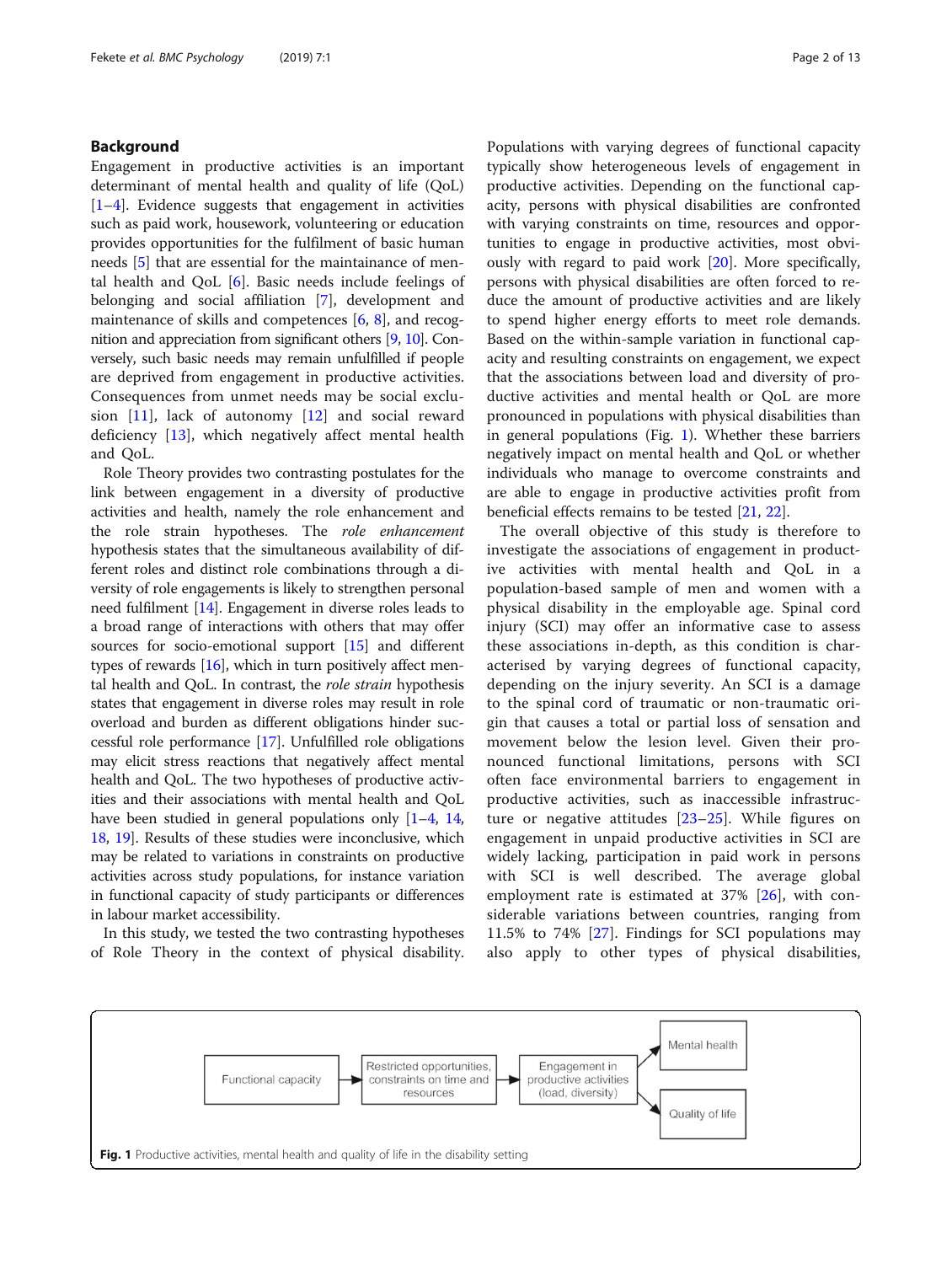## Background

Engagement in productive activities is an important determinant of mental health and quality of life (QoL) [1–4]. Evidence suggests that engagement in activities such as paid work, housework, volunteering or education provides opportunities for the fulfilment of basic human needs [5] that are essential for the maintainance of mental health and QoL [6]. Basic needs include feelings of belonging and social affiliation [7], development and maintenance of skills and competences [6, 8], and recognition and appreciation from significant others [9, 10]. Conversely, such basic needs may remain unfulfilled if people are deprived from engagement in productive activities. Consequences from unmet needs may be social exclusion [11], lack of autonomy [12] and social reward deficiency [13], which negatively affect mental health and QoL.

Role Theory provides two contrasting postulates for the link between engagement in a diversity of productive activities and health, namely the role enhancement and the role strain hypotheses. The *role enhancement* hypothesis states that the simultaneous availability of different roles and distinct role combinations through a diversity of role engagements is likely to strengthen personal need fulfilment [14]. Engagement in diverse roles leads to a broad range of interactions with others that may offer sources for socio-emotional support [15] and different types of rewards [16], which in turn positively affect mental health and QoL. In contrast, the *role strain* hypothesis states that engagement in diverse roles may result in role overload and burden as different obligations hinder successful role performance [17]. Unfulfilled role obligations may elicit stress reactions that negatively affect mental health and QoL. The two hypotheses of productive activities and their associations with mental health and QoL have been studied in general populations only [1–4, 14, 18, 19]. Results of these studies were inconclusive, which may be related to variations in constraints on productive activities across study populations, for instance variation in functional capacity of study participants or differences in labour market accessibility.

In this study, we tested the two contrasting hypotheses of Role Theory in the context of physical disability. Populations with varying degrees of functional capacity typically show heterogeneous levels of engagement in productive activities. Depending on the functional capacity, persons with physical disabilities are confronted with varying constraints on time, resources and opportunities to engage in productive activities, most obviously with regard to paid work [20]. More specifically, persons with physical disabilities are often forced to reduce the amount of productive activities and are likely to spend higher energy efforts to meet role demands. Based on the within-sample variation in functional capacity and resulting constraints on engagement, we expect that the associations between load and diversity of productive activities and mental health or QoL are more pronounced in populations with physical disabilities than in general populations (Fig. 1). Whether these barriers negatively impact on mental health and QoL or whether individuals who manage to overcome constraints and are able to engage in productive activities profit from beneficial effects remains to be tested [21, 22].

The overall objective of this study is therefore to investigate the associations of engagement in productive activities with mental health and QoL in a population-based sample of men and women with a physical disability in the employable age. Spinal cord injury (SCI) may offer an informative case to assess these associations in-depth, as this condition is characterised by varying degrees of functional capacity, depending on the injury severity. An SCI is a damage to the spinal cord of traumatic or non-traumatic origin that causes a total or partial loss of sensation and movement below the lesion level. Given their pronounced functional limitations, persons with SCI often face environmental barriers to engagement in productive activities, such as inaccessible infrastructure or negative attitudes [23–25]. While figures on engagement in unpaid productive activities in SCI are widely lacking, participation in paid work in persons with SCI is well described. The average global employment rate is estimated at 37% [26], with considerable variations between countries, ranging from 11.5% to 74% [27]. Findings for SCI populations may also apply to other types of physical disabilities,

Functional capacity → Restricted opportunities, constraints on time and resources → Engagement in productive activities (load, diversity) → Mental health; Quality of life

**Fig. 1** Productive activities, mental health and quality of life in the disability setting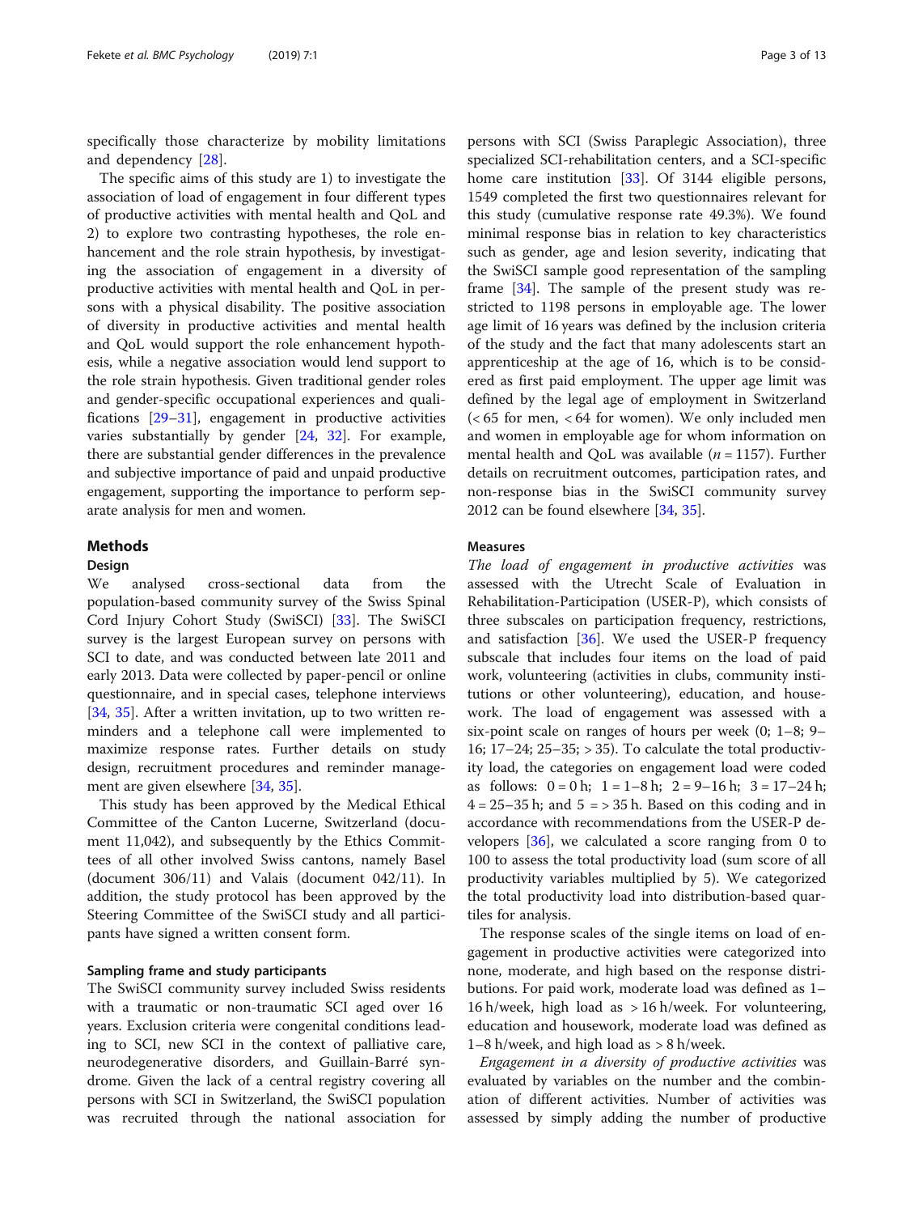specifically those characterize by mobility limitations and dependency [28].

The specific aims of this study are 1) to investigate the association of load of engagement in four different types of productive activities with mental health and QoL and 2) to explore two contrasting hypotheses, the role enhancement and the role strain hypothesis, by investigating the association of engagement in a diversity of productive activities with mental health and QoL in persons with a physical disability. The positive association of diversity in productive activities and mental health and QoL would support the role enhancement hypothesis, while a negative association would lend support to the role strain hypothesis. Given traditional gender roles and gender-specific occupational experiences and qualifications [29–31], engagement in productive activities varies substantially by gender [24, 32]. For example, there are substantial gender differences in the prevalence and subjective importance of paid and unpaid productive engagement, supporting the importance to perform separate analysis for men and women.

## Methods

### Design

We analysed cross-sectional data from the population-based community survey of the Swiss Spinal Cord Injury Cohort Study (SwiSCI) [33]. The SwiSCI survey is the largest European survey on persons with SCI to date, and was conducted between late 2011 and early 2013. Data were collected by paper-pencil or online questionnaire, and in special cases, telephone interviews [34, 35]. After a written invitation, up to two written reminders and a telephone call were implemented to maximize response rates. Further details on study design, recruitment procedures and reminder management are given elsewhere [34, 35].

This study has been approved by the Medical Ethical Committee of the Canton Lucerne, Switzerland (document 11,042), and subsequently by the Ethics Committees of all other involved Swiss cantons, namely Basel (document 306/11) and Valais (document 042/11). In addition, the study protocol has been approved by the Steering Committee of the SwiSCI study and all participants have signed a written consent form.

### Sampling frame and study participants

The SwiSCI community survey included Swiss residents with a traumatic or non-traumatic SCI aged over 16 years. Exclusion criteria were congenital conditions leading to SCI, new SCI in the context of palliative care, neurodegenerative disorders, and Guillain-Barré syndrome. Given the lack of a central registry covering all persons with SCI in Switzerland, the SwiSCI population was recruited through the national association for persons with SCI (Swiss Paraplegic Association), three specialized SCI-rehabilitation centers, and a SCI-specific home care institution [33]. Of 3144 eligible persons, 1549 completed the first two questionnaires relevant for this study (cumulative response rate 49.3%). We found minimal response bias in relation to key characteristics such as gender, age and lesion severity, indicating that the SwiSCI sample good representation of the sampling frame [34]. The sample of the present study was restricted to 1198 persons in employable age. The lower age limit of 16 years was defined by the inclusion criteria of the study and the fact that many adolescents start an apprenticeship at the age of 16, which is to be considered as first paid employment. The upper age limit was defined by the legal age of employment in Switzerland (< 65 for men, < 64 for women). We only included men and women in employable age for whom information on mental health and QoL was available ($n = 1157$). Further details on recruitment outcomes, participation rates, and non-response bias in the SwiSCI community survey 2012 can be found elsewhere [34, 35].

### Measures

*The load of engagement in productive activities* was assessed with the Utrecht Scale of Evaluation in Rehabilitation-Participation (USER-P), which consists of three subscales on participation frequency, restrictions, and satisfaction [36]. We used the USER-P frequency subscale that includes four items on the load of paid work, volunteering (activities in clubs, community institutions or other volunteering), education, and housework. The load of engagement was assessed with a six-point scale on ranges of hours per week (0; 1–8; 9–16; 17–24; 25–35; > 35). To calculate the total productivity load, the categories on engagement load were coded as follows: 0 = 0 h; 1 = 1–8 h; 2 = 9–16 h; 3 = 17–24 h; 4 = 25–35 h; and 5 = > 35 h. Based on this coding and in accordance with recommendations from the USER-P developers [36], we calculated a score ranging from 0 to 100 to assess the total productivity load (sum score of all productivity variables multiplied by 5). We categorized the total productivity load into distribution-based quartiles for analysis.

The response scales of the single items on load of engagement in productive activities were categorized into none, moderate, and high based on the response distributions. For paid work, moderate load was defined as 1–16 h/week, high load as > 16 h/week. For volunteering, education and housework, moderate load was defined as 1–8 h/week, and high load as > 8 h/week.

*Engagement in a diversity of productive activities* was evaluated by variables on the number and the combination of different activities. Number of activities was assessed by simply adding the number of productive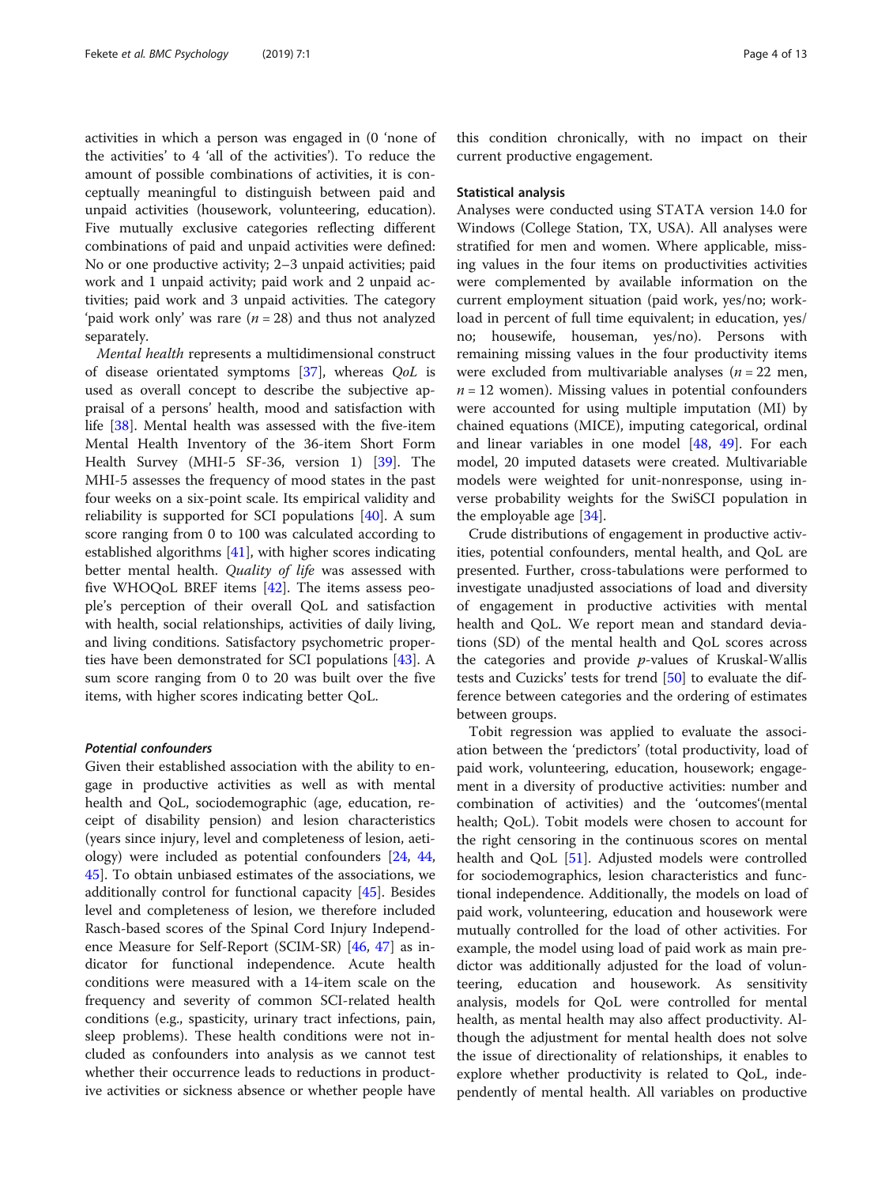activities in which a person was engaged in (0 'none of the activities' to 4 'all of the activities'). To reduce the amount of possible combinations of activities, it is conceptually meaningful to distinguish between paid and unpaid activities (housework, volunteering, education). Five mutually exclusive categories reflecting different combinations of paid and unpaid activities were defined: No or one productive activity; 2–3 unpaid activities; paid work and 1 unpaid activity; paid work and 2 unpaid activities; paid work and 3 unpaid activities. The category 'paid work only' was rare ($n = 28$) and thus not analyzed separately.

*Mental health* represents a multidimensional construct of disease orientated symptoms [37], whereas *QoL* is used as overall concept to describe the subjective appraisal of a persons' health, mood and satisfaction with life [38]. Mental health was assessed with the five-item Mental Health Inventory of the 36-item Short Form Health Survey (MHI-5 SF-36, version 1) [39]. The MHI-5 assesses the frequency of mood states in the past four weeks on a six-point scale. Its empirical validity and reliability is supported for SCI populations [40]. A sum score ranging from 0 to 100 was calculated according to established algorithms [41], with higher scores indicating better mental health. *Quality of life* was assessed with five WHOQoL BREF items [42]. The items assess people's perception of their overall QoL and satisfaction with health, social relationships, activities of daily living, and living conditions. Satisfactory psychometric properties have been demonstrated for SCI populations [43]. A sum score ranging from 0 to 20 was built over the five items, with higher scores indicating better QoL.

#### *Potential confounders*

Given their established association with the ability to engage in productive activities as well as with mental health and QoL, sociodemographic (age, education, receipt of disability pension) and lesion characteristics (years since injury, level and completeness of lesion, aetiology) were included as potential confounders [24, 44, 45]. To obtain unbiased estimates of the associations, we additionally control for functional capacity [45]. Besides level and completeness of lesion, we therefore included Rasch-based scores of the Spinal Cord Injury Independence Measure for Self-Report (SCIM-SR) [46, 47] as indicator for functional independence. Acute health conditions were measured with a 14-item scale on the frequency and severity of common SCI-related health conditions (e.g., spasticity, urinary tract infections, pain, sleep problems). These health conditions were not included as confounders into analysis as we cannot test whether their occurrence leads to reductions in productive activities or sickness absence or whether people have this condition chronically, with no impact on their current productive engagement.

### Statistical analysis

Analyses were conducted using STATA version 14.0 for Windows (College Station, TX, USA). All analyses were stratified for men and women. Where applicable, missing values in the four items on productivities activities were complemented by available information on the current employment situation (paid work, yes/no; workload in percent of full time equivalent; in education, yes/no; housewife, houseman, yes/no). Persons with remaining missing values in the four productivity items were excluded from multivariable analyses ($n = 22$ men, $n = 12$ women). Missing values in potential confounders were accounted for using multiple imputation (MI) by chained equations (MICE), imputing categorical, ordinal and linear variables in one model [48, 49]. For each model, 20 imputed datasets were created. Multivariable models were weighted for unit-nonresponse, using inverse probability weights for the SwiSCI population in the employable age [34].

Crude distributions of engagement in productive activities, potential confounders, mental health, and QoL are presented. Further, cross-tabulations were performed to investigate unadjusted associations of load and diversity of engagement in productive activities with mental health and QoL. We report mean and standard deviations (SD) of the mental health and QoL scores across the categories and provide *p*-values of Kruskal-Wallis tests and Cuzicks' tests for trend [50] to evaluate the difference between categories and the ordering of estimates between groups.

Tobit regression was applied to evaluate the association between the 'predictors' (total productivity, load of paid work, volunteering, education, housework; engagement in a diversity of productive activities: number and combination of activities) and the 'outcomes'(mental health; QoL). Tobit models were chosen to account for the right censoring in the continuous scores on mental health and QoL [51]. Adjusted models were controlled for sociodemographics, lesion characteristics and functional independence. Additionally, the models on load of paid work, volunteering, education and housework were mutually controlled for the load of other activities. For example, the model using load of paid work as main predictor was additionally adjusted for the load of volunteering, education and housework. As sensitivity analysis, models for QoL were controlled for mental health, as mental health may also affect productivity. Although the adjustment for mental health does not solve the issue of directionality of relationships, it enables to explore whether productivity is related to QoL, independently of mental health. All variables on productive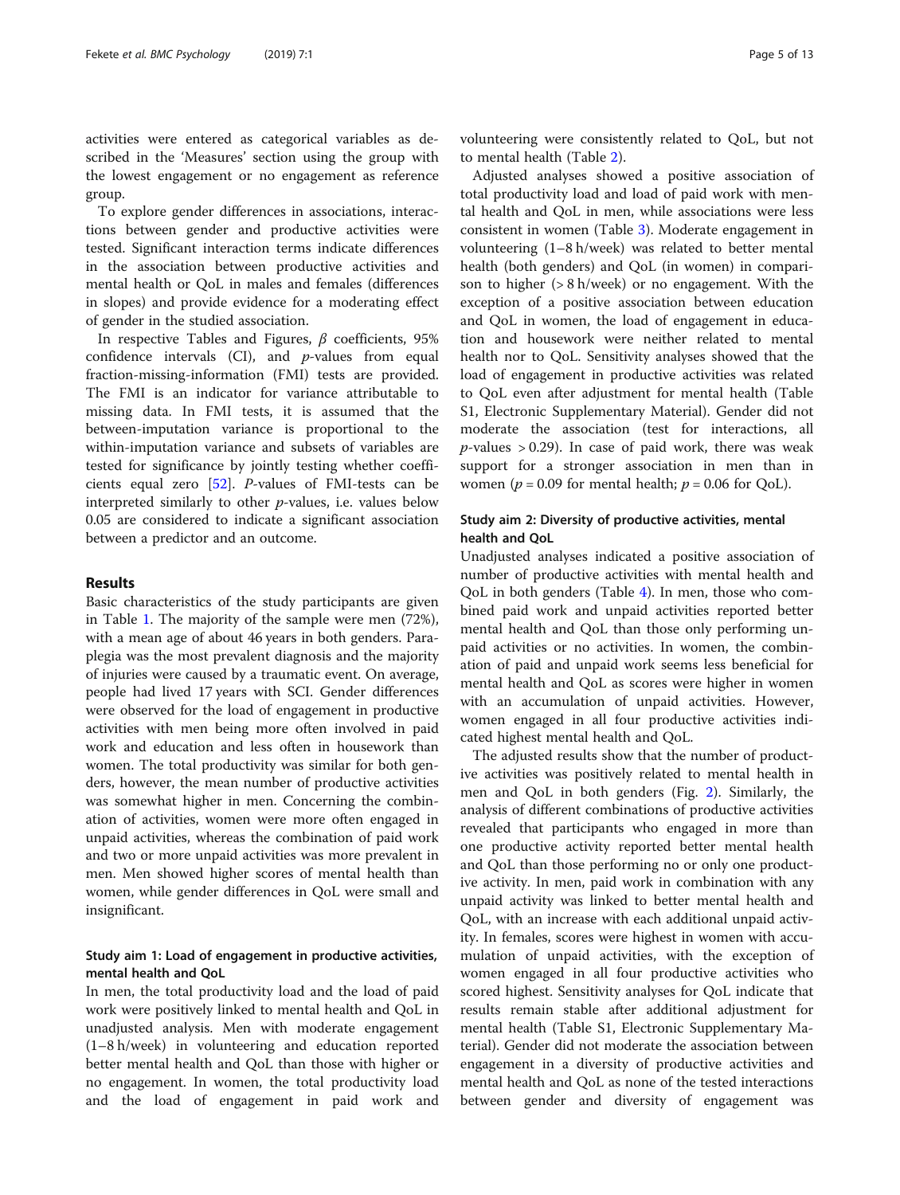activities were entered as categorical variables as described in the 'Measures' section using the group with the lowest engagement or no engagement as reference group.

To explore gender differences in associations, interactions between gender and productive activities were tested. Significant interaction terms indicate differences in the association between productive activities and mental health or QoL in males and females (differences in slopes) and provide evidence for a moderating effect of gender in the studied association.

In respective Tables and Figures, $\beta$ coefficients, 95% confidence intervals (CI), and $p$-values from equal fraction-missing-information (FMI) tests are provided. The FMI is an indicator for variance attributable to missing data. In FMI tests, it is assumed that the between-imputation variance is proportional to the within-imputation variance and subsets of variables are tested for significance by jointly testing whether coefficients equal zero [52]. $P$-values of FMI-tests can be interpreted similarly to other $p$-values, i.e. values below 0.05 are considered to indicate a significant association between a predictor and an outcome.

## Results

Basic characteristics of the study participants are given in Table 1. The majority of the sample were men (72%), with a mean age of about 46 years in both genders. Paraplegia was the most prevalent diagnosis and the majority of injuries were caused by a traumatic event. On average, people had lived 17 years with SCI. Gender differences were observed for the load of engagement in productive activities with men being more often involved in paid work and education and less often in housework than women. The total productivity was similar for both genders, however, the mean number of productive activities was somewhat higher in men. Concerning the combination of activities, women were more often engaged in unpaid activities, whereas the combination of paid work and two or more unpaid activities was more prevalent in men. Men showed higher scores of mental health than women, while gender differences in QoL were small and insignificant.

### Study aim 1: Load of engagement in productive activities, mental health and QoL

In men, the total productivity load and the load of paid work were positively linked to mental health and QoL in unadjusted analysis. Men with moderate engagement (1–8 h/week) in volunteering and education reported better mental health and QoL than those with higher or no engagement. In women, the total productivity load and the load of engagement in paid work and volunteering were consistently related to QoL, but not to mental health (Table 2).

Adjusted analyses showed a positive association of total productivity load and load of paid work with mental health and QoL in men, while associations were less consistent in women (Table 3). Moderate engagement in volunteering (1–8 h/week) was related to better mental health (both genders) and QoL (in women) in comparison to higher (> 8 h/week) or no engagement. With the exception of a positive association between education and QoL in women, the load of engagement in education and housework were neither related to mental health nor to QoL. Sensitivity analyses showed that the load of engagement in productive activities was related to QoL even after adjustment for mental health (Table S1, Electronic Supplementary Material). Gender did not moderate the association (test for interactions, all $p$-values $> 0.29$). In case of paid work, there was weak support for a stronger association in men than in women ($p = 0.09$ for mental health; $p = 0.06$ for QoL).

### Study aim 2: Diversity of productive activities, mental health and QoL

Unadjusted analyses indicated a positive association of number of productive activities with mental health and QoL in both genders (Table 4). In men, those who combined paid work and unpaid activities reported better mental health and QoL than those only performing unpaid activities or no activities. In women, the combination of paid and unpaid work seems less beneficial for mental health and QoL as scores were higher in women with an accumulation of unpaid activities. However, women engaged in all four productive activities indicated highest mental health and QoL.

The adjusted results show that the number of productive activities was positively related to mental health in men and QoL in both genders (Fig. 2). Similarly, the analysis of different combinations of productive activities revealed that participants who engaged in more than one productive activity reported better mental health and QoL than those performing no or only one productive activity. In men, paid work in combination with any unpaid activity was linked to better mental health and QoL, with an increase with each additional unpaid activity. In females, scores were highest in women with accumulation of unpaid activities, with the exception of women engaged in all four productive activities who scored highest. Sensitivity analyses for QoL indicate that results remain stable after additional adjustment for mental health (Table S1, Electronic Supplementary Material). Gender did not moderate the association between engagement in a diversity of productive activities and mental health and QoL as none of the tested interactions between gender and diversity of engagement was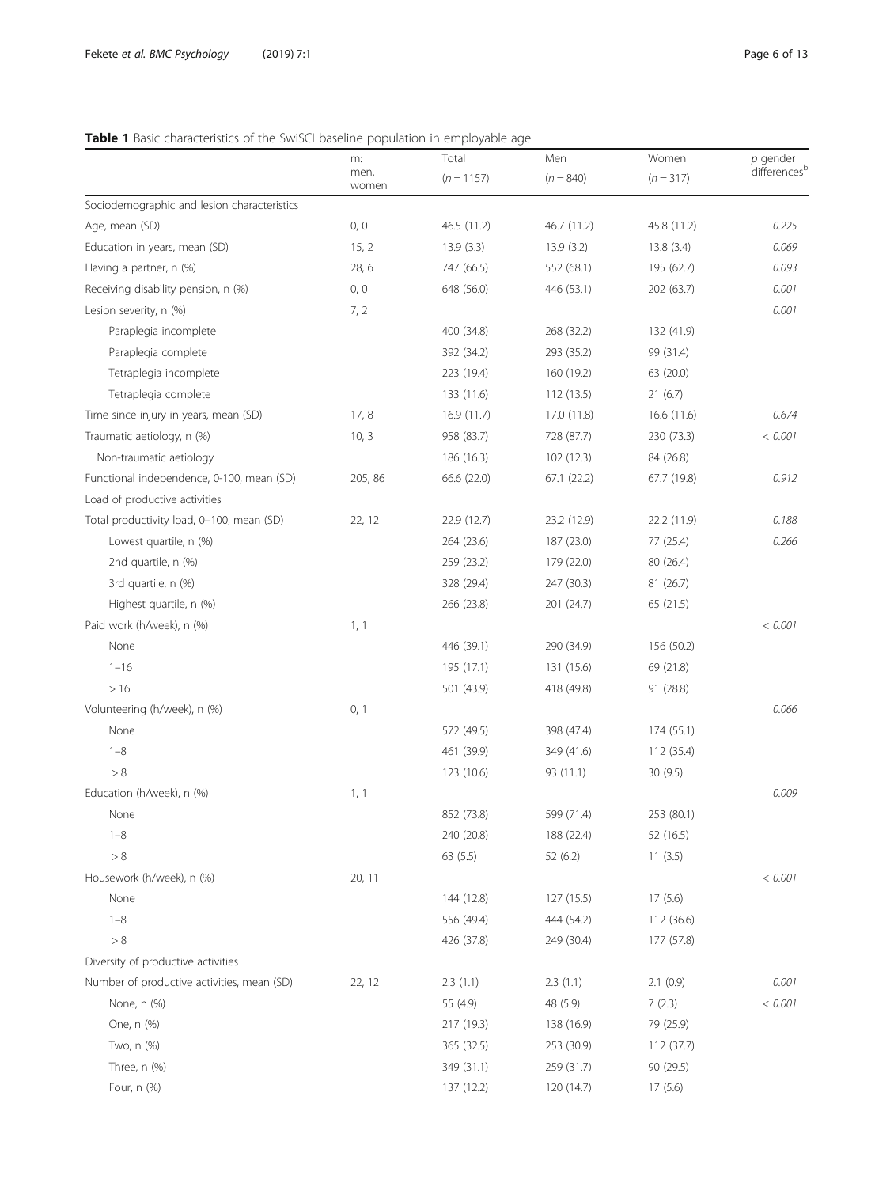**Table 1** Basic characteristics of the SwiSCI baseline population in employable age

| | m: men, women | Total ($n = 1157$) | Men ($n = 840$) | Women ($n = 317$) | *p* gender differences[b] |
|---|---|---|---|---|---|
| Sociodemographic and lesion characteristics | | | | | |
| Age, mean (SD) | 0, 0 | 46.5 (11.2) | 46.7 (11.2) | 45.8 (11.2) | *0.225* |
| Education in years, mean (SD) | 15, 2 | 13.9 (3.3) | 13.9 (3.2) | 13.8 (3.4) | *0.069* |
| Having a partner, n (%) | 28, 6 | 747 (66.5) | 552 (68.1) | 195 (62.7) | *0.093* |
| Receiving disability pension, n (%) | 0, 0 | 648 (56.0) | 446 (53.1) | 202 (63.7) | *0.001* |
| Lesion severity, n (%) | 7, 2 | | | | *0.001* |
| Paraplegia incomplete | | 400 (34.8) | 268 (32.2) | 132 (41.9) | |
| Paraplegia complete | | 392 (34.2) | 293 (35.2) | 99 (31.4) | |
| Tetraplegia incomplete | | 223 (19.4) | 160 (19.2) | 63 (20.0) | |
| Tetraplegia complete | | 133 (11.6) | 112 (13.5) | 21 (6.7) | |
| Time since injury in years, mean (SD) | 17, 8 | 16.9 (11.7) | 17.0 (11.8) | 16.6 (11.6) | *0.674* |
| Traumatic aetiology, n (%) | 10, 3 | 958 (83.7) | 728 (87.7) | 230 (73.3) | *< 0.001* |
| Non-traumatic aetiology | | 186 (16.3) | 102 (12.3) | 84 (26.8) | |
| Functional independence, 0-100, mean (SD) | 205, 86 | 66.6 (22.0) | 67.1 (22.2) | 67.7 (19.8) | *0.912* |
| Load of productive activities | | | | | |
| Total productivity load, 0–100, mean (SD) | 22, 12 | 22.9 (12.7) | 23.2 (12.9) | 22.2 (11.9) | *0.188* |
| Lowest quartile, n (%) | | 264 (23.6) | 187 (23.0) | 77 (25.4) | *0.266* |
| 2nd quartile, n (%) | | 259 (23.2) | 179 (22.0) | 80 (26.4) | |
| 3rd quartile, n (%) | | 328 (29.4) | 247 (30.3) | 81 (26.7) | |
| Highest quartile, n (%) | | 266 (23.8) | 201 (24.7) | 65 (21.5) | |
| Paid work (h/week), n (%) | 1, 1 | | | | *< 0.001* |
| None | | 446 (39.1) | 290 (34.9) | 156 (50.2) | |
| 1–16 | | 195 (17.1) | 131 (15.6) | 69 (21.8) | |
| > 16 | | 501 (43.9) | 418 (49.8) | 91 (28.8) | |
| Volunteering (h/week), n (%) | 0, 1 | | | | *0.066* |
| None | | 572 (49.5) | 398 (47.4) | 174 (55.1) | |
| 1–8 | | 461 (39.9) | 349 (41.6) | 112 (35.4) | |
| > 8 | | 123 (10.6) | 93 (11.1) | 30 (9.5) | |
| Education (h/week), n (%) | 1, 1 | | | | *0.009* |
| None | | 852 (73.8) | 599 (71.4) | 253 (80.1) | |
| 1–8 | | 240 (20.8) | 188 (22.4) | 52 (16.5) | |
| > 8 | | 63 (5.5) | 52 (6.2) | 11 (3.5) | |
| Housework (h/week), n (%) | 20, 11 | | | | *< 0.001* |
| None | | 144 (12.8) | 127 (15.5) | 17 (5.6) | |
| 1–8 | | 556 (49.4) | 444 (54.2) | 112 (36.6) | |
| > 8 | | 426 (37.8) | 249 (30.4) | 177 (57.8) | |
| Diversity of productive activities | | | | | |
| Number of productive activities, mean (SD) | 22, 12 | 2.3 (1.1) | 2.3 (1.1) | 2.1 (0.9) | *0.001* |
| None, n (%) | | 55 (4.9) | 48 (5.9) | 7 (2.3) | *< 0.001* |
| One, n (%) | | 217 (19.3) | 138 (16.9) | 79 (25.9) | |
| Two, n (%) | | 365 (32.5) | 253 (30.9) | 112 (37.7) | |
| Three, n (%) | | 349 (31.1) | 259 (31.7) | 90 (29.5) | |
| Four, n (%) | | 137 (12.2) | 120 (14.7) | 17 (5.6) | |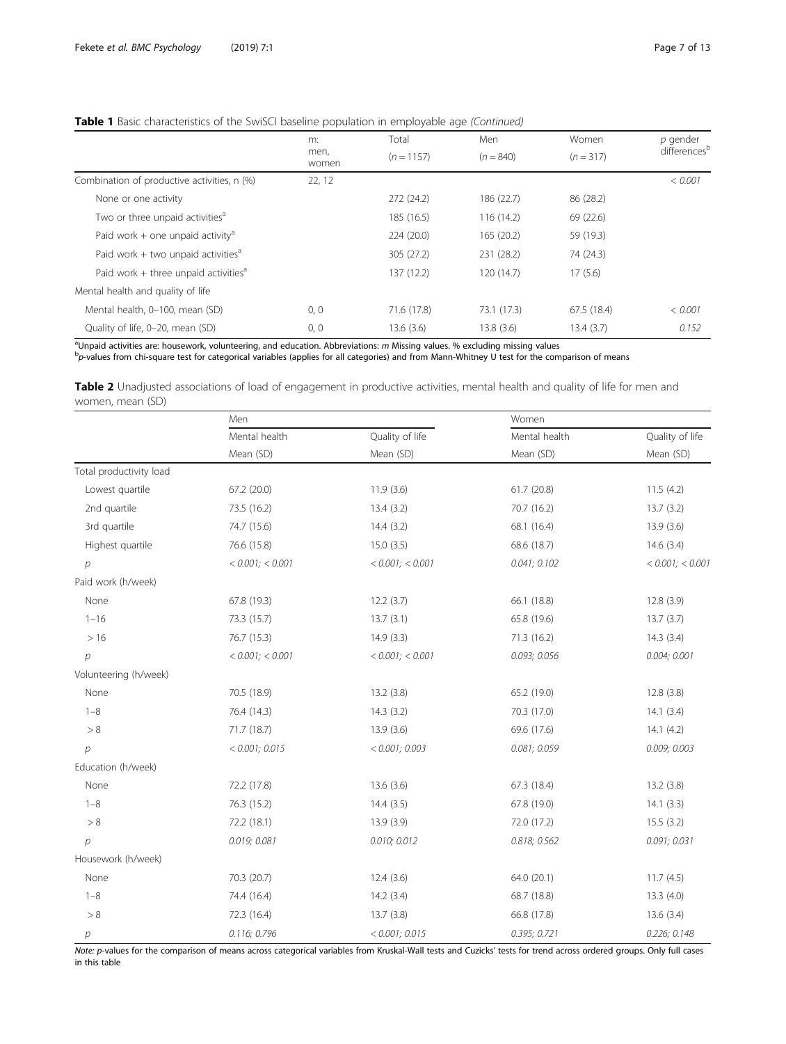**Table 1** Basic characteristics of the SwiSCI baseline population in employable age *(Continued)*

| | m: men, women | Total ($n = 1157$) | Men ($n = 840$) | Women ($n = 317$) | *p* gender differences[b] |
|---|---|---|---|---|---|
| Combination of productive activities, n (%) | 22, 12 | | | | *< 0.001* |
| None or one activity | | 272 (24.2) | 186 (22.7) | 86 (28.2) | |
| Two or three unpaid activities[a] | | 185 (16.5) | 116 (14.2) | 69 (22.6) | |
| Paid work + one unpaid activity[a] | | 224 (20.0) | 165 (20.2) | 59 (19.3) | |
| Paid work + two unpaid activities[a] | | 305 (27.2) | 231 (28.2) | 74 (24.3) | |
| Paid work + three unpaid activities[a] | | 137 (12.2) | 120 (14.7) | 17 (5.6) | |
| Mental health and quality of life | | | | | |
| Mental health, 0–100, mean (SD) | 0, 0 | 71.6 (17.8) | 73.1 (17.3) | 67.5 (18.4) | *< 0.001* |
| Quality of life, 0–20, mean (SD) | 0, 0 | 13.6 (3.6) | 13.8 (3.6) | 13.4 (3.7) | *0.152* |

[a]Unpaid activities are: housework, volunteering, and education. Abbreviations: *m* Missing values. % excluding missing values
[b]*p*-values from chi-square test for categorical variables (applies for all categories) and from Mann-Whitney U test for the comparison of means

**Table 2** Unadjusted associations of load of engagement in productive activities, mental health and quality of life for men and women, mean (SD)

| | Men | | Women | |
|---|---|---|---|---|
| | Mental health | Quality of life | Mental health | Quality of life |
| | Mean (SD) | Mean (SD) | Mean (SD) | Mean (SD) |
| Total productivity load | | | | |
| Lowest quartile | 67.2 (20.0) | 11.9 (3.6) | 61.7 (20.8) | 11.5 (4.2) |
| 2nd quartile | 73.5 (16.2) | 13.4 (3.2) | 70.7 (16.2) | 13.7 (3.2) |
| 3rd quartile | 74.7 (15.6) | 14.4 (3.2) | 68.1 (16.4) | 13.9 (3.6) |
| Highest quartile | 76.6 (15.8) | 15.0 (3.5) | 68.6 (18.7) | 14.6 (3.4) |
| *p* | *< 0.001; < 0.001* | *< 0.001; < 0.001* | *0.041; 0.102* | *< 0.001; < 0.001* |
| Paid work (h/week) | | | | |
| None | 67.8 (19.3) | 12.2 (3.7) | 66.1 (18.8) | 12.8 (3.9) |
| 1–16 | 73.3 (15.7) | 13.7 (3.1) | 65.8 (19.6) | 13.7 (3.7) |
| > 16 | 76.7 (15.3) | 14.9 (3.3) | 71.3 (16.2) | 14.3 (3.4) |
| *p* | *< 0.001; < 0.001* | *< 0.001; < 0.001* | *0.093; 0.056* | *0.004; 0.001* |
| Volunteering (h/week) | | | | |
| None | 70.5 (18.9) | 13.2 (3.8) | 65.2 (19.0) | 12.8 (3.8) |
| 1–8 | 76.4 (14.3) | 14.3 (3.2) | 70.3 (17.0) | 14.1 (3.4) |
| > 8 | 71.7 (18.7) | 13.9 (3.6) | 69.6 (17.6) | 14.1 (4.2) |
| *p* | *< 0.001; 0.015* | *< 0.001; 0.003* | *0.081; 0.059* | *0.009; 0.003* |
| Education (h/week) | | | | |
| None | 72.2 (17.8) | 13.6 (3.6) | 67.3 (18.4) | 13.2 (3.8) |
| 1–8 | 76.3 (15.2) | 14.4 (3.5) | 67.8 (19.0) | 14.1 (3.3) |
| > 8 | 72.2 (18.1) | 13.9 (3.9) | 72.0 (17.2) | 15.5 (3.2) |
| *p* | *0.019; 0.081* | *0.010; 0.012* | *0.818; 0.562* | *0.091; 0.031* |
| Housework (h/week) | | | | |
| None | 70.3 (20.7) | 12.4 (3.6) | 64.0 (20.1) | 11.7 (4.5) |
| 1–8 | 74.4 (16.4) | 14.2 (3.4) | 68.7 (18.8) | 13.3 (4.0) |
| > 8 | 72.3 (16.4) | 13.7 (3.8) | 66.8 (17.8) | 13.6 (3.4) |
| *p* | *0.116; 0.796* | *< 0.001; 0.015* | *0.395; 0.721* | *0.226; 0.148* |

*Note: p*-values for the comparison of means across categorical variables from Kruskal-Wall tests and Cuzicks' tests for trend across ordered groups. Only full cases in this table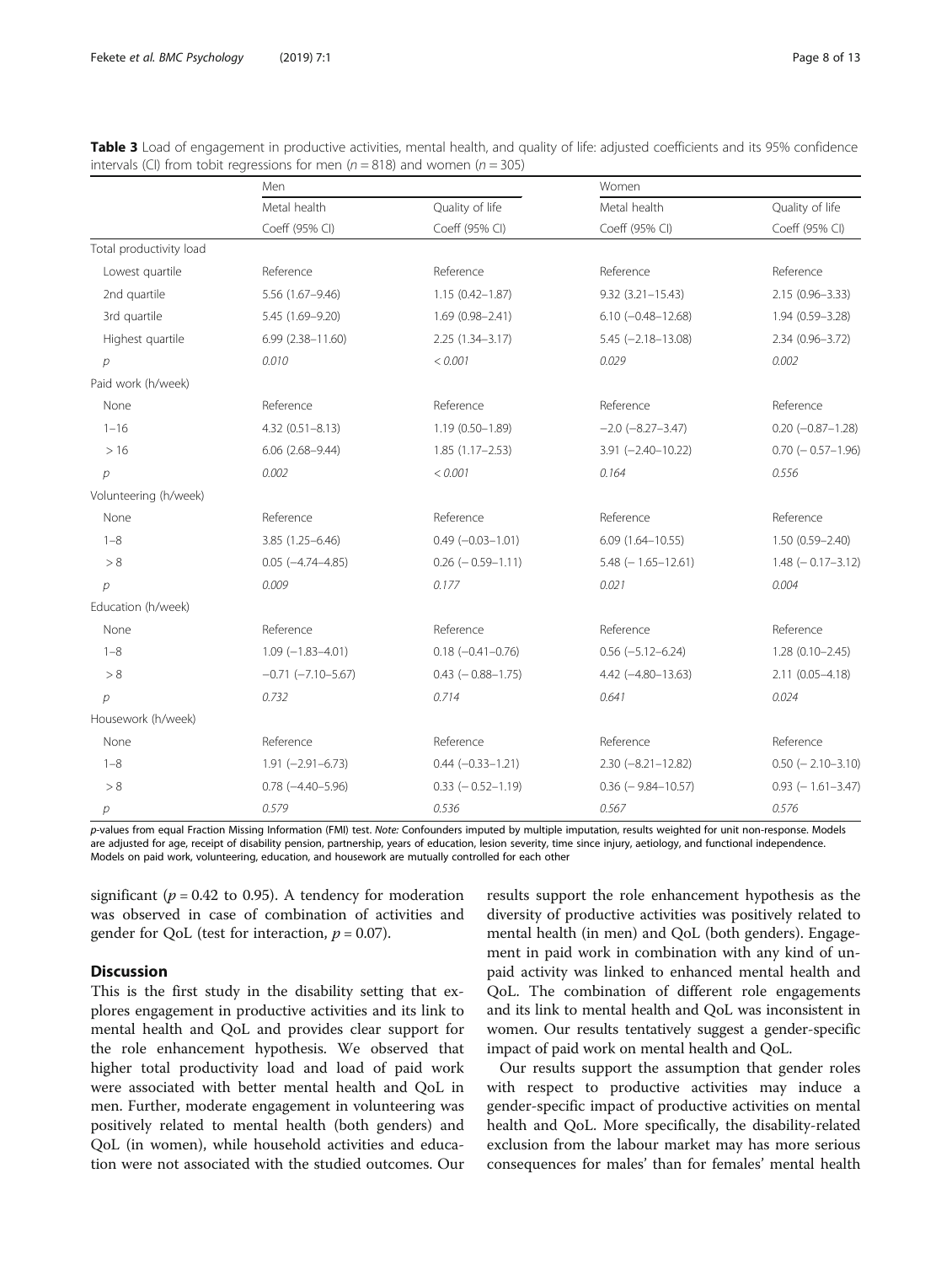**Table 3** Load of engagement in productive activities, mental health, and quality of life: adjusted coefficients and its 95% confidence intervals (CI) from tobit regressions for men ($n = 818$) and women ($n = 305$)

| | Men | | Women | |
|---|---|---|---|---|
| | Metal health | Quality of life | Metal health | Quality of life |
| | Coeff (95% CI) | Coeff (95% CI) | Coeff (95% CI) | Coeff (95% CI) |
| Total productivity load | | | | |
| Lowest quartile | Reference | Reference | Reference | Reference |
| 2nd quartile | 5.56 (1.67–9.46) | 1.15 (0.42–1.87) | 9.32 (3.21–15.43) | 2.15 (0.96–3.33) |
| 3rd quartile | 5.45 (1.69–9.20) | 1.69 (0.98–2.41) | 6.10 (−0.48–12.68) | 1.94 (0.59–3.28) |
| Highest quartile | 6.99 (2.38–11.60) | 2.25 (1.34–3.17) | 5.45 (−2.18–13.08) | 2.34 (0.96–3.72) |
| *p* | *0.010* | *< 0.001* | *0.029* | *0.002* |
| Paid work (h/week) | | | | |
| None | Reference | Reference | Reference | Reference |
| 1–16 | 4.32 (0.51–8.13) | 1.19 (0.50–1.89) | −2.0 (−8.27–3.47) | 0.20 (−0.87–1.28) |
| > 16 | 6.06 (2.68–9.44) | 1.85 (1.17–2.53) | 3.91 (−2.40–10.22) | 0.70 (− 0.57–1.96) |
| *p* | *0.002* | *< 0.001* | *0.164* | *0.556* |
| Volunteering (h/week) | | | | |
| None | Reference | Reference | Reference | Reference |
| 1–8 | 3.85 (1.25–6.46) | 0.49 (−0.03–1.01) | 6.09 (1.64–10.55) | 1.50 (0.59–2.40) |
| > 8 | 0.05 (−4.74–4.85) | 0.26 (− 0.59–1.11) | 5.48 (− 1.65–12.61) | 1.48 (− 0.17–3.12) |
| *p* | *0.009* | *0.177* | *0.021* | *0.004* |
| Education (h/week) | | | | |
| None | Reference | Reference | Reference | Reference |
| 1–8 | 1.09 (−1.83–4.01) | 0.18 (−0.41–0.76) | 0.56 (−5.12–6.24) | 1.28 (0.10–2.45) |
| > 8 | −0.71 (−7.10–5.67) | 0.43 (− 0.88–1.75) | 4.42 (−4.80–13.63) | 2.11 (0.05–4.18) |
| *p* | *0.732* | *0.714* | *0.641* | *0.024* |
| Housework (h/week) | | | | |
| None | Reference | Reference | Reference | Reference |
| 1–8 | 1.91 (−2.91–6.73) | 0.44 (−0.33–1.21) | 2.30 (−8.21–12.82) | 0.50 (− 2.10–3.10) |
| > 8 | 0.78 (−4.40–5.96) | 0.33 (− 0.52–1.19) | 0.36 (− 9.84–10.57) | 0.93 (− 1.61–3.47) |
| *p* | *0.579* | *0.536* | *0.567* | *0.576* |

*p*-values from equal Fraction Missing Information (FMI) test. *Note:* Confounders imputed by multiple imputation, results weighted for unit non-response. Models are adjusted for age, receipt of disability pension, partnership, years of education, lesion severity, time since injury, aetiology, and functional independence. Models on paid work, volunteering, education, and housework are mutually controlled for each other

significant ($p = 0.42$ to 0.95). A tendency for moderation was observed in case of combination of activities and gender for QoL (test for interaction, $p = 0.07$).

## Discussion

This is the first study in the disability setting that explores engagement in productive activities and its link to mental health and QoL and provides clear support for the role enhancement hypothesis. We observed that higher total productivity load and load of paid work were associated with better mental health and QoL in men. Further, moderate engagement in volunteering was positively related to mental health (both genders) and QoL (in women), while household activities and education were not associated with the studied outcomes. Our results support the role enhancement hypothesis as the diversity of productive activities was positively related to mental health (in men) and QoL (both genders). Engagement in paid work in combination with any kind of unpaid activity was linked to enhanced mental health and QoL. The combination of different role engagements and its link to mental health and QoL was inconsistent in women. Our results tentatively suggest a gender-specific impact of paid work on mental health and QoL.

Our results support the assumption that gender roles with respect to productive activities may induce a gender-specific impact of productive activities on mental health and QoL. More specifically, the disability-related exclusion from the labour market may has more serious consequences for males' than for females' mental health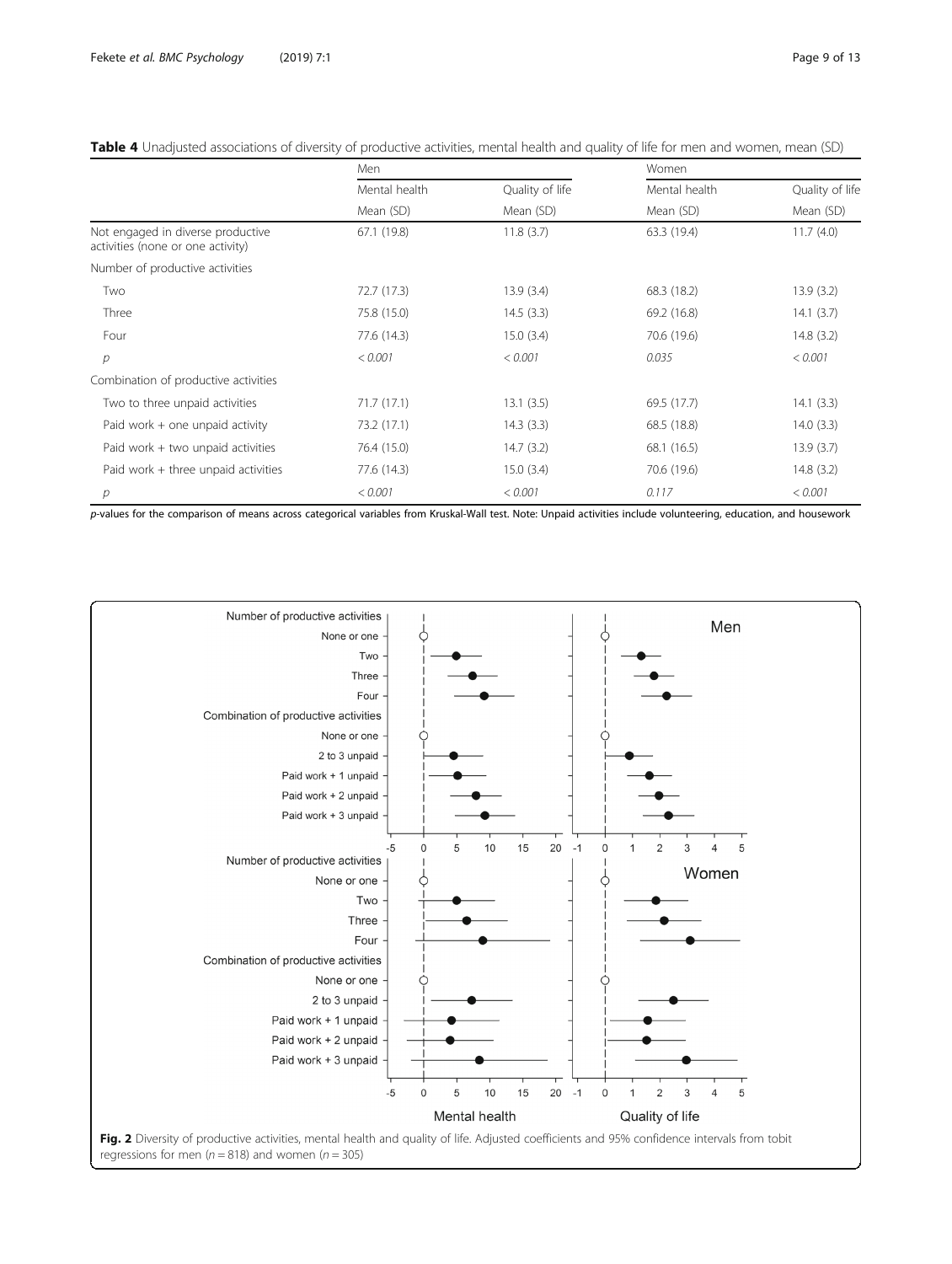**Table 4** Unadjusted associations of diversity of productive activities, mental health and quality of life for men and women, mean (SD)

| | Men | | Women | |
|---|---|---|---|---|
| | Mental health | Quality of life | Mental health | Quality of life |
| | Mean (SD) | Mean (SD) | Mean (SD) | Mean (SD) |
| Not engaged in diverse productive activities (none or one activity) | 67.1 (19.8) | 11.8 (3.7) | 63.3 (19.4) | 11.7 (4.0) |
| Number of productive activities | | | | |
| Two | 72.7 (17.3) | 13.9 (3.4) | 68.3 (18.2) | 13.9 (3.2) |
| Three | 75.8 (15.0) | 14.5 (3.3) | 69.2 (16.8) | 14.1 (3.7) |
| Four | 77.6 (14.3) | 15.0 (3.4) | 70.6 (19.6) | 14.8 (3.2) |
| *p* | *< 0.001* | *< 0.001* | *0.035* | *< 0.001* |
| Combination of productive activities | | | | |
| Two to three unpaid activities | 71.7 (17.1) | 13.1 (3.5) | 69.5 (17.7) | 14.1 (3.3) |
| Paid work + one unpaid activity | 73.2 (17.1) | 14.3 (3.3) | 68.5 (18.8) | 14.0 (3.3) |
| Paid work + two unpaid activities | 76.4 (15.0) | 14.7 (3.2) | 68.1 (16.5) | 13.9 (3.7) |
| Paid work + three unpaid activities | 77.6 (14.3) | 15.0 (3.4) | 70.6 (19.6) | 14.8 (3.2) |
| *p* | *< 0.001* | *< 0.001* | *0.117* | *< 0.001* |

*p*-values for the comparison of means across categorical variables from Kruskal-Wall test. Note: Unpaid activities include volunteering, education, and housework

**Fig. 2** Diversity of productive activities, mental health and quality of life. Adjusted coefficients and 95% confidence intervals from tobit regressions for men ($n = 818$) and women ($n = 305$)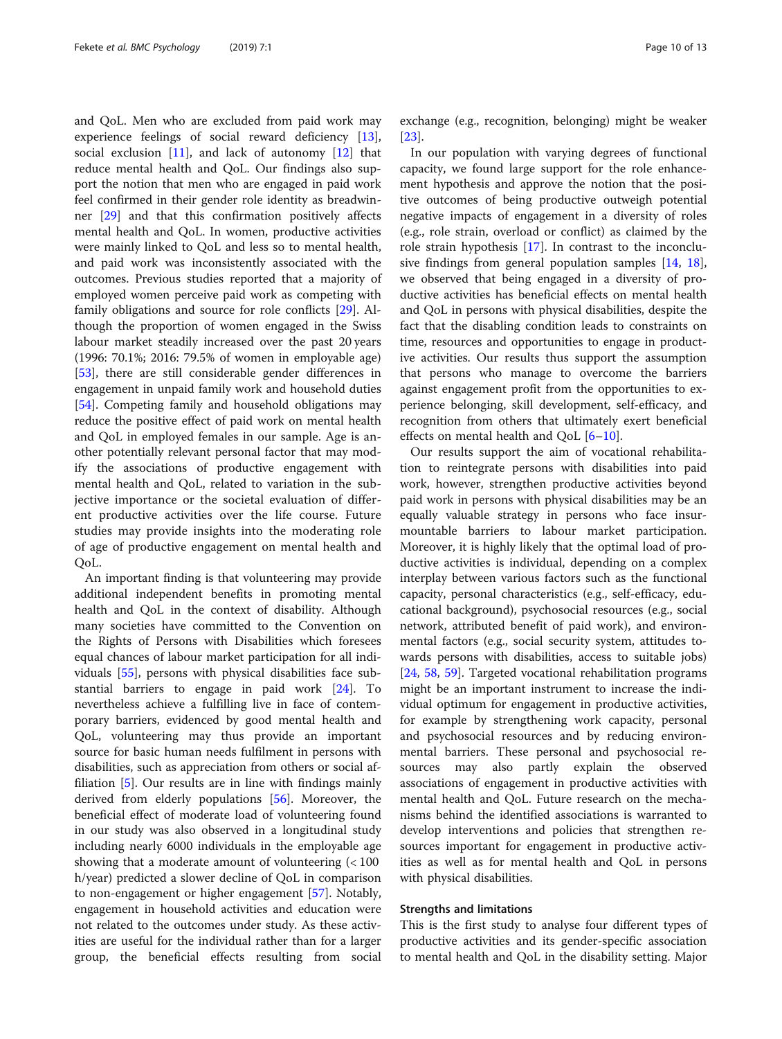and QoL. Men who are excluded from paid work may experience feelings of social reward deficiency [13], social exclusion [11], and lack of autonomy [12] that reduce mental health and QoL. Our findings also support the notion that men who are engaged in paid work feel confirmed in their gender role identity as breadwinner [29] and that this confirmation positively affects mental health and QoL. In women, productive activities were mainly linked to QoL and less so to mental health, and paid work was inconsistently associated with the outcomes. Previous studies reported that a majority of employed women perceive paid work as competing with family obligations and source for role conflicts [29]. Although the proportion of women engaged in the Swiss labour market steadily increased over the past 20 years (1996: 70.1%; 2016: 79.5% of women in employable age) [53], there are still considerable gender differences in engagement in unpaid family work and household duties [54]. Competing family and household obligations may reduce the positive effect of paid work on mental health and QoL in employed females in our sample. Age is another potentially relevant personal factor that may modify the associations of productive engagement with mental health and QoL, related to variation in the subjective importance or the societal evaluation of different productive activities over the life course. Future studies may provide insights into the moderating role of age of productive engagement on mental health and QoL.

An important finding is that volunteering may provide additional independent benefits in promoting mental health and QoL in the context of disability. Although many societies have committed to the Convention on the Rights of Persons with Disabilities which foresees equal chances of labour market participation for all individuals [55], persons with physical disabilities face substantial barriers to engage in paid work [24]. To nevertheless achieve a fulfilling live in face of contemporary barriers, evidenced by good mental health and QoL, volunteering may thus provide an important source for basic human needs fulfilment in persons with disabilities, such as appreciation from others or social affiliation [5]. Our results are in line with findings mainly derived from elderly populations [56]. Moreover, the beneficial effect of moderate load of volunteering found in our study was also observed in a longitudinal study including nearly 6000 individuals in the employable age showing that a moderate amount of volunteering (< 100 h/year) predicted a slower decline of QoL in comparison to non-engagement or higher engagement [57]. Notably, engagement in household activities and education were not related to the outcomes under study. As these activities are useful for the individual rather than for a larger group, the beneficial effects resulting from social exchange (e.g., recognition, belonging) might be weaker [23].

In our population with varying degrees of functional capacity, we found large support for the role enhancement hypothesis and approve the notion that the positive outcomes of being productive outweigh potential negative impacts of engagement in a diversity of roles (e.g., role strain, overload or conflict) as claimed by the role strain hypothesis [17]. In contrast to the inconclusive findings from general population samples [14, 18], we observed that being engaged in a diversity of productive activities has beneficial effects on mental health and QoL in persons with physical disabilities, despite the fact that the disabling condition leads to constraints on time, resources and opportunities to engage in productive activities. Our results thus support the assumption that persons who manage to overcome the barriers against engagement profit from the opportunities to experience belonging, skill development, self-efficacy, and recognition from others that ultimately exert beneficial effects on mental health and QoL [6–10].

Our results support the aim of vocational rehabilitation to reintegrate persons with disabilities into paid work, however, strengthen productive activities beyond paid work in persons with physical disabilities may be an equally valuable strategy in persons who face insurmountable barriers to labour market participation. Moreover, it is highly likely that the optimal load of productive activities is individual, depending on a complex interplay between various factors such as the functional capacity, personal characteristics (e.g., self-efficacy, educational background), psychosocial resources (e.g., social network, attributed benefit of paid work), and environmental factors (e.g., social security system, attitudes towards persons with disabilities, access to suitable jobs) [24, 58, 59]. Targeted vocational rehabilitation programs might be an important instrument to increase the individual optimum for engagement in productive activities, for example by strengthening work capacity, personal and psychosocial resources and by reducing environmental barriers. These personal and psychosocial resources may also partly explain the observed associations of engagement in productive activities with mental health and QoL. Future research on the mechanisms behind the identified associations is warranted to develop interventions and policies that strengthen resources important for engagement in productive activities as well as for mental health and QoL in persons with physical disabilities.

### Strengths and limitations

This is the first study to analyse four different types of productive activities and its gender-specific association to mental health and QoL in the disability setting. Major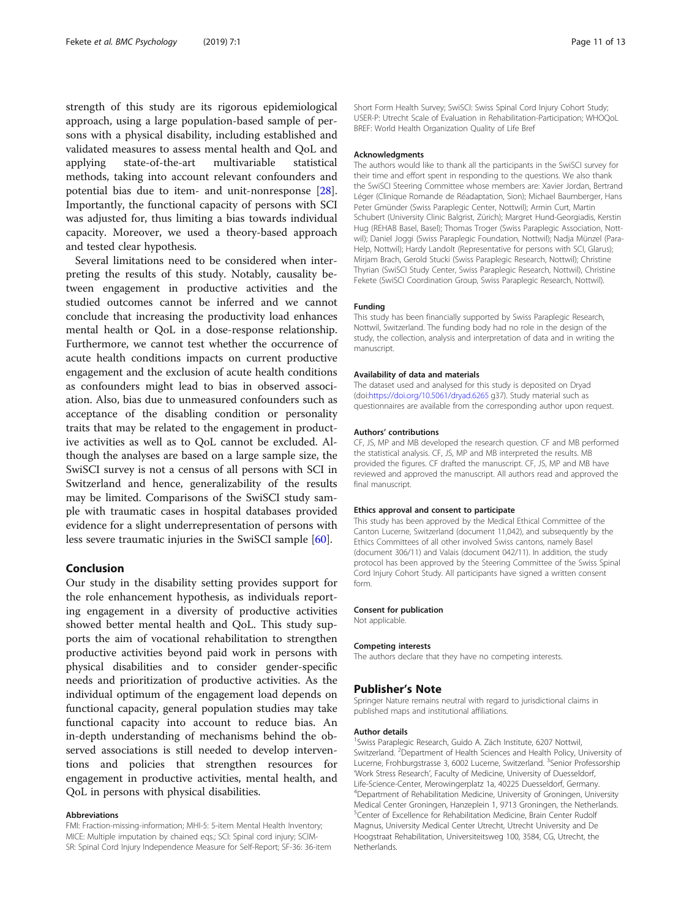strength of this study are its rigorous epidemiological approach, using a large population-based sample of persons with a physical disability, including established and validated measures to assess mental health and QoL and applying state-of-the-art multivariable statistical methods, taking into account relevant confounders and potential bias due to item- and unit-nonresponse [28]. Importantly, the functional capacity of persons with SCI was adjusted for, thus limiting a bias towards individual capacity. Moreover, we used a theory-based approach and tested clear hypothesis.

Several limitations need to be considered when interpreting the results of this study. Notably, causality between engagement in productive activities and the studied outcomes cannot be inferred and we cannot conclude that increasing the productivity load enhances mental health or QoL in a dose-response relationship. Furthermore, we cannot test whether the occurrence of acute health conditions impacts on current productive engagement and the exclusion of acute health conditions as confounders might lead to bias in observed association. Also, bias due to unmeasured confounders such as acceptance of the disabling condition or personality traits that may be related to the engagement in productive activities as well as to QoL cannot be excluded. Although the analyses are based on a large sample size, the SwiSCI survey is not a census of all persons with SCI in Switzerland and hence, generalizability of the results may be limited. Comparisons of the SwiSCI study sample with traumatic cases in hospital databases provided evidence for a slight underrepresentation of persons with less severe traumatic injuries in the SwiSCI sample [60].

## Conclusion

Our study in the disability setting provides support for the role enhancement hypothesis, as individuals reporting engagement in a diversity of productive activities showed better mental health and QoL. This study supports the aim of vocational rehabilitation to strengthen productive activities beyond paid work in persons with physical disabilities and to consider gender-specific needs and prioritization of productive activities. As the individual optimum of the engagement load depends on functional capacity, general population studies may take functional capacity into account to reduce bias. An in-depth understanding of mechanisms behind the observed associations is still needed to develop interventions and policies that strengthen resources for engagement in productive activities, mental health, and QoL in persons with physical disabilities.

#### Abbreviations

FMI: Fraction-missing-information; MHI-5: 5-item Mental Health Inventory; MICE: Multiple imputation by chained eqs.; SCI: Spinal cord injury; SCIM-SR: Spinal Cord Injury Independence Measure for Self-Report; SF-36: 36-item Short Form Health Survey; SwiSCI: Swiss Spinal Cord Injury Cohort Study; USER-P: Utrecht Scale of Evaluation in Rehabilitation-Participation; WHOQoL BREF: World Health Organization Quality of Life Bref

#### Acknowledgments

The authors would like to thank all the participants in the SwiSCI survey for their time and effort spent in responding to the questions. We also thank the SwiSCI Steering Committee whose members are: Xavier Jordan, Bertrand Léger (Clinique Romande de Réadaptation, Sion); Michael Baumberger, Hans Peter Gmünder (Swiss Paraplegic Center, Nottwil); Armin Curt, Martin Schubert (University Clinic Balgrist, Zürich); Margret Hund-Georgiadis, Kerstin Hug (REHAB Basel, Basel); Thomas Troger (Swiss Paraplegic Association, Nottwil); Daniel Joggi (Swiss Paraplegic Foundation, Nottwil); Nadja Münzel (Para-Help, Nottwil); Hardy Landolt (Representative for persons with SCI, Glarus); Mirjam Brach, Gerold Stucki (Swiss Paraplegic Research, Nottwil); Christine Thyrian (SwiSCI Study Center, Swiss Paraplegic Research, Nottwil), Christine Fekete (SwiSCI Coordination Group, Swiss Paraplegic Research, Nottwil).

#### Funding

This study has been financially supported by Swiss Paraplegic Research, Nottwil, Switzerland. The funding body had no role in the design of the study, the collection, analysis and interpretation of data and in writing the manuscript.

#### Availability of data and materials

The dataset used and analysed for this study is deposited on Dryad (doi:https://doi.org/10.5061/dryad.6265 g37). Study material such as questionnaires are available from the corresponding author upon request.

#### Authors' contributions

CF, JS, MP and MB developed the research question. CF and MB performed the statistical analysis. CF, JS, MP and MB interpreted the results. MB provided the figures. CF drafted the manuscript. CF, JS, MP and MB have reviewed and approved the manuscript. All authors read and approved the final manuscript.

#### Ethics approval and consent to participate

This study has been approved by the Medical Ethical Committee of the Canton Lucerne, Switzerland (document 11,042), and subsequently by the Ethics Committees of all other involved Swiss cantons, namely Basel (document 306/11) and Valais (document 042/11). In addition, the study protocol has been approved by the Steering Committee of the Swiss Spinal Cord Injury Cohort Study. All participants have signed a written consent form.

#### Consent for publication

Not applicable.

#### Competing interests

The authors declare that they have no competing interests.

## Publisher's Note

Springer Nature remains neutral with regard to jurisdictional claims in published maps and institutional affiliations.

#### Author details

[1]Swiss Paraplegic Research, Guido A. Zäch Institute, 6207 Nottwil, Switzerland. [2]Department of Health Sciences and Health Policy, University of Lucerne, Frohburgstrasse 3, 6002 Lucerne, Switzerland. [3]Senior Professorship 'Work Stress Research', Faculty of Medicine, University of Duesseldorf, Life-Science-Center, Merowingerplatz 1a, 40225 Duesseldorf, Germany. [4]Department of Rehabilitation Medicine, University of Groningen, University Medical Center Groningen, Hanzeplein 1, 9713 Groningen, the Netherlands. [5]Center of Excellence for Rehabilitation Medicine, Brain Center Rudolf Magnus, University Medical Center Utrecht, Utrecht University and De Hoogstraat Rehabilitation, Universiteitsweg 100, 3584, CG, Utrecht, the Netherlands.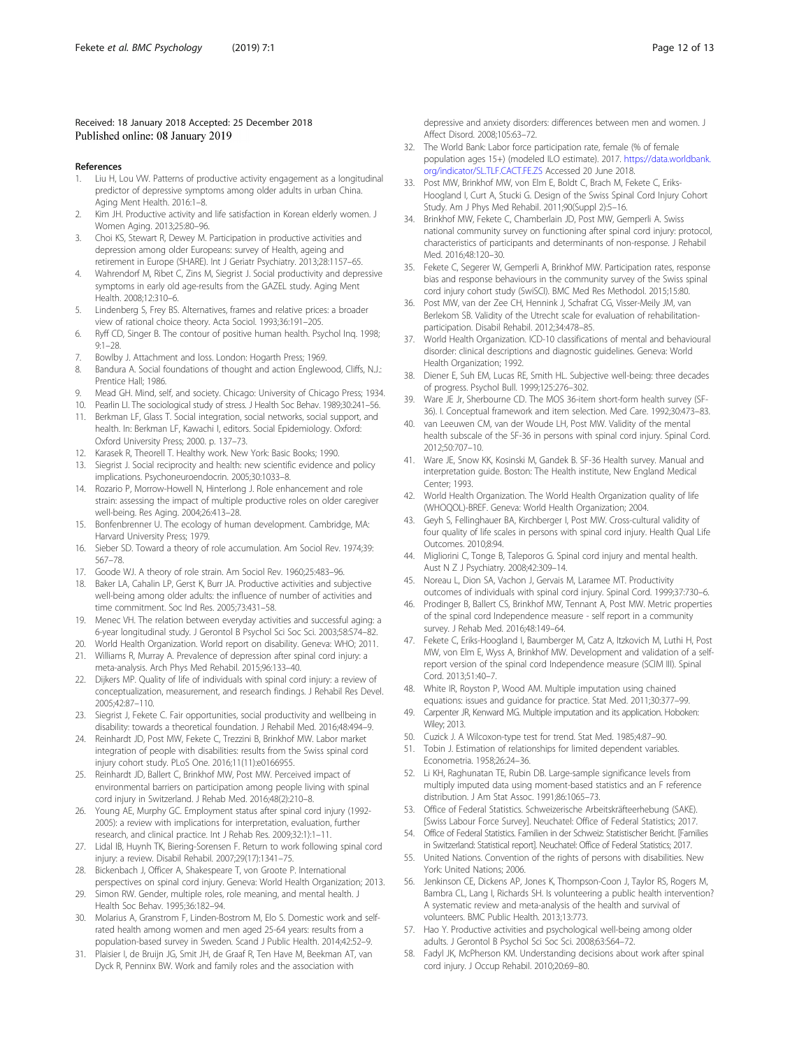Received: 18 January 2018 Accepted: 25 December 2018
Published online: 08 January 2019

## References

1. Liu H, Lou VW. Patterns of productive activity engagement as a longitudinal predictor of depressive symptoms among older adults in urban China. Aging Ment Health. 2016:1–8.
2. Kim JH. Productive activity and life satisfaction in Korean elderly women. J Women Aging. 2013;25:80–96.
3. Choi KS, Stewart R, Dewey M. Participation in productive activities and depression among older Europeans: survey of Health, ageing and retirement in Europe (SHARE). Int J Geriatr Psychiatry. 2013;28:1157–65.
4. Wahrendorf M, Ribet C, Zins M, Siegrist J. Social productivity and depressive symptoms in early old age-results from the GAZEL study. Aging Ment Health. 2008;12:310–6.
5. Lindenberg S, Frey BS. Alternatives, frames and relative prices: a broader view of rational choice theory. Acta Sociol. 1993;36:191–205.
6. Ryff CD, Singer B. The contour of positive human health. Psychol Inq. 1998; 9:1–28.
7. Bowlby J. Attachment and loss. London: Hogarth Press; 1969.
8. Bandura A. Social foundations of thought and action Englewood, Cliffs, N.J.: Prentice Hall; 1986.
9. Mead GH. Mind, self, and society. Chicago: University of Chicago Press; 1934.
10. Pearlin LI. The sociological study of stress. J Health Soc Behav. 1989;30:241–56.
11. Berkman LF, Glass T. Social integration, social networks, social support, and health. In: Berkman LF, Kawachi I, editors. Social Epidemiology. Oxford: Oxford University Press; 2000. p. 137–73.
12. Karasek R, Theorell T. Healthy work. New York: Basic Books; 1990.
13. Siegrist J. Social reciprocity and health: new scientific evidence and policy implications. Psychoneuroendocrin. 2005;30:1033–8.
14. Rozario P, Morrow-Howell N, Hinterlong J. Role enhancement and role strain: assessing the impact of multiple productive roles on older caregiver well-being. Res Aging. 2004;26:413–28.
15. Bonfenbrenner U. The ecology of human development. Cambridge, MA: Harvard University Press; 1979.
16. Sieber SD. Toward a theory of role accumulation. Am Sociol Rev. 1974;39: 567–78.
17. Goode WJ. A theory of role strain. Am Sociol Rev. 1960;25:483–96.
18. Baker LA, Cahalin LP, Gerst K, Burr JA. Productive activities and subjective well-being among older adults: the influence of number of activities and time commitment. Soc Ind Res. 2005;73:431–58.
19. Menec VH. The relation between everyday activities and successful aging: a 6-year longitudinal study. J Gerontol B Psychol Sci Soc Sci. 2003;58:S74–82.
20. World Health Organization. World report on disability. Geneva: WHO; 2011.
21. Williams R, Murray A. Prevalence of depression after spinal cord injury: a meta-analysis. Arch Phys Med Rehabil. 2015;96:133–40.
22. Dijkers MP. Quality of life of individuals with spinal cord injury: a review of conceptualization, measurement, and research findings. J Rehabil Res Devel. 2005;42:87–110.
23. Siegrist J, Fekete C. Fair opportunities, social productivity and wellbeing in disability: towards a theoretical foundation. J Rehabil Med. 2016;48:494–9.
24. Reinhardt JD, Post MW, Fekete C, Trezzini B, Brinkhof MW. Labor market integration of people with disabilities: results from the Swiss spinal cord injury cohort study. PLoS One. 2016;11(11):e0166955.
25. Reinhardt JD, Ballert C, Brinkhof MW, Post MW. Perceived impact of environmental barriers on participation among people living with spinal cord injury in Switzerland. J Rehab Med. 2016;48(2):210–8.
26. Young AE, Murphy GC. Employment status after spinal cord injury (1992-2005): a review with implications for interpretation, evaluation, further research, and clinical practice. Int J Rehab Res. 2009;32:1):1–11.
27. Lidal IB, Huynh TK, Biering-Sorensen F. Return to work following spinal cord injury: a review. Disabil Rehabil. 2007;29(17):1341–75.
28. Bickenbach J, Officer A, Shakespeare T, von Groote P. International perspectives on spinal cord injury. Geneva: World Health Organization; 2013.
29. Simon RW. Gender, multiple roles, role meaning, and mental health. J Health Soc Behav. 1995;36:182–94.
30. Molarius A, Granstrom F, Linden-Bostrom M, Elo S. Domestic work and self-rated health among women and men aged 25-64 years: results from a population-based survey in Sweden. Scand J Public Health. 2014;42:52–9.
31. Plaisier I, de Bruijn JG, Smit JH, de Graaf R, Ten Have M, Beekman AT, van Dyck R, Penninx BW. Work and family roles and the association with depressive and anxiety disorders: differences between men and women. J Affect Disord. 2008;105:63–72.
32. The World Bank: Labor force participation rate, female (% of female population ages 15+) (modeled ILO estimate). 2017. https://data.worldbank.org/indicator/SL.TLF.CACT.FE.ZS Accessed 20 June 2018.
33. Post MW, Brinkhof MW, von Elm E, Boldt C, Brach M, Fekete C, Eriks-Hoogland I, Curt A, Stucki G. Design of the Swiss Spinal Cord Injury Cohort Study. Am J Phys Med Rehabil. 2011;90(Suppl 2):5–16.
34. Brinkhof MW, Fekete C, Chamberlain JD, Post MW, Gemperli A. Swiss national community survey on functioning after spinal cord injury: protocol, characteristics of participants and determinants of non-response. J Rehabil Med. 2016;48:120–30.
35. Fekete C, Segerer W, Gemperli A, Brinkhof MW. Participation rates, response bias and response behaviours in the community survey of the Swiss spinal cord injury cohort study (SwiSCI). BMC Med Res Methodol. 2015;15:80.
36. Post MW, van der Zee CH, Hennink J, Schafrat CG, Visser-Meily JM, van Berlekom SB. Validity of the Utrecht scale for evaluation of rehabilitation-participation. Disabil Rehabil. 2012;34:478–85.
37. World Health Organization. ICD-10 classifications of mental and behavioural disorder: clinical descriptions and diagnostic guidelines. Geneva: World Health Organization; 1992.
38. Diener E, Suh EM, Lucas RE, Smith HL. Subjective well-being: three decades of progress. Psychol Bull. 1999;125:276–302.
39. Ware JE Jr, Sherbourne CD. The MOS 36-item short-form health survey (SF-36). I. Conceptual framework and item selection. Med Care. 1992;30:473–83.
40. van Leeuwen CM, van der Woude LH, Post MW. Validity of the mental health subscale of the SF-36 in persons with spinal cord injury. Spinal Cord. 2012;50:707–10.
41. Ware JE, Snow KK, Kosinski M, Gandek B. SF-36 Health survey. Manual and interpretation guide. Boston: The Health institute, New England Medical Center; 1993.
42. World Health Organization. The World Health Organization quality of life (WHOQOL)-BREF. Geneva: World Health Organization; 2004.
43. Geyh S, Fellinghauer BA, Kirchberger I, Post MW. Cross-cultural validity of four quality of life scales in persons with spinal cord injury. Health Qual Life Outcomes. 2010;8:94.
44. Migliorini C, Tonge B, Taleporos G. Spinal cord injury and mental health. Aust N Z J Psychiatry. 2008;42:309–14.
45. Noreau L, Dion SA, Vachon J, Gervais M, Laramee MT. Productivity outcomes of individuals with spinal cord injury. Spinal Cord. 1999;37:730–6.
46. Prodinger B, Ballert CS, Brinkhof MW, Tennant A, Post MW. Metric properties of the spinal cord Independence measure - self report in a community survey. J Rehab Med. 2016;48:149–64.
47. Fekete C, Eriks-Hoogland I, Baumberger M, Catz A, Itzkovich M, Luthi H, Post MW, von Elm E, Wyss A, Brinkhof MW. Development and validation of a self-report version of the spinal cord Independence measure (SCIM III). Spinal Cord. 2013;51:40–7.
48. White IR, Royston P, Wood AM. Multiple imputation using chained equations: issues and guidance for practice. Stat Med. 2011;30:377–99.
49. Carpenter JR, Kenward MG. Multiple imputation and its application. Hoboken: Wiley; 2013.
50. Cuzick J. A Wilcoxon-type test for trend. Stat Med. 1985;4:87–90.
51. Tobin J. Estimation of relationships for limited dependent variables. Econometria. 1958;26:24–36.
52. Li KH, Raghunatan TE, Rubin DB. Large-sample significance levels from multiply imputed data using moment-based statistics and an F reference distribution. J Am Stat Assoc. 1991;86:1065–73.
53. Office of Federal Statistics. Schweizerische Arbeitskräfteerhebung (SAKE). [Swiss Labour Force Survey]. Neuchatel: Office of Federal Statistics; 2017.
54. Office of Federal Statistics. Familien in der Schweiz: Statistischer Bericht. [Families in Switzerland: Statistical report]. Neuchatel: Office of Federal Statistics; 2017.
55. United Nations. Convention of the rights of persons with disabilities. New York: United Nations; 2006.
56. Jenkinson CE, Dickens AP, Jones K, Thompson-Coon J, Taylor RS, Rogers M, Bambra CL, Lang I, Richards SH. Is volunteering a public health intervention? A systematic review and meta-analysis of the health and survival of volunteers. BMC Public Health. 2013;13:773.
57. Hao Y. Productive activities and psychological well-being among older adults. J Gerontol B Psychol Sci Soc Sci. 2008;63:S64–72.
58. Fadyl JK, McPherson KM. Understanding decisions about work after spinal cord injury. J Occup Rehabil. 2010;20:69–80.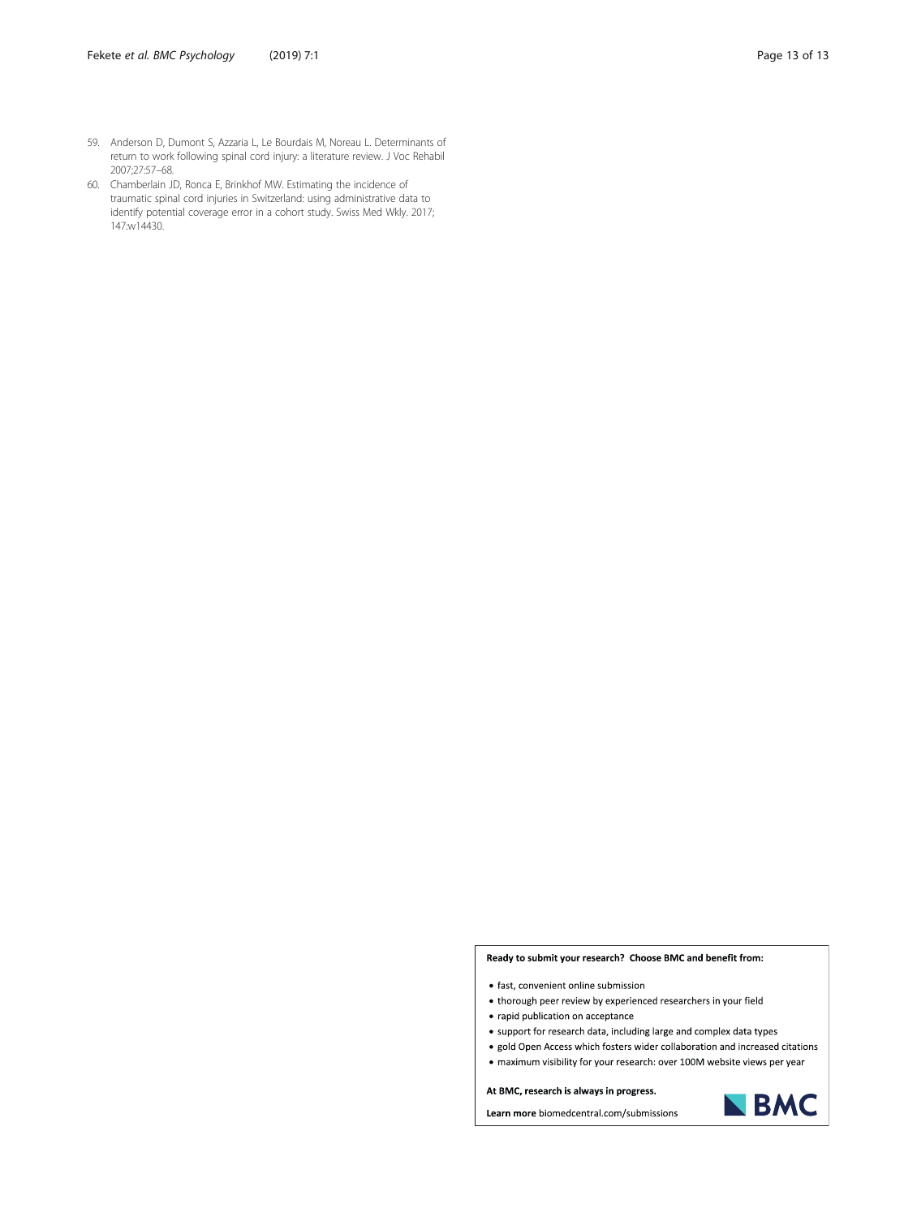59. Anderson D, Dumont S, Azzaria L, Le Bourdais M, Noreau L. Determinants of return to work following spinal cord injury: a literature review. J Voc Rehabil 2007;27:57–68.
60. Chamberlain JD, Ronca E, Brinkhof MW. Estimating the incidence of traumatic spinal cord injuries in Switzerland: using administrative data to identify potential coverage error in a cohort study. Swiss Med Wkly. 2017; 147:w14430.

**Ready to submit your research? Choose BMC and benefit from:**

- fast, convenient online submission
- thorough peer review by experienced researchers in your field
- rapid publication on acceptance
- support for research data, including large and complex data types
- gold Open Access which fosters wider collaboration and increased citations
- maximum visibility for your research: over 100M website views per year

**At BMC, research is always in progress.**

**Learn more** biomedcentral.com/submissions

BMC